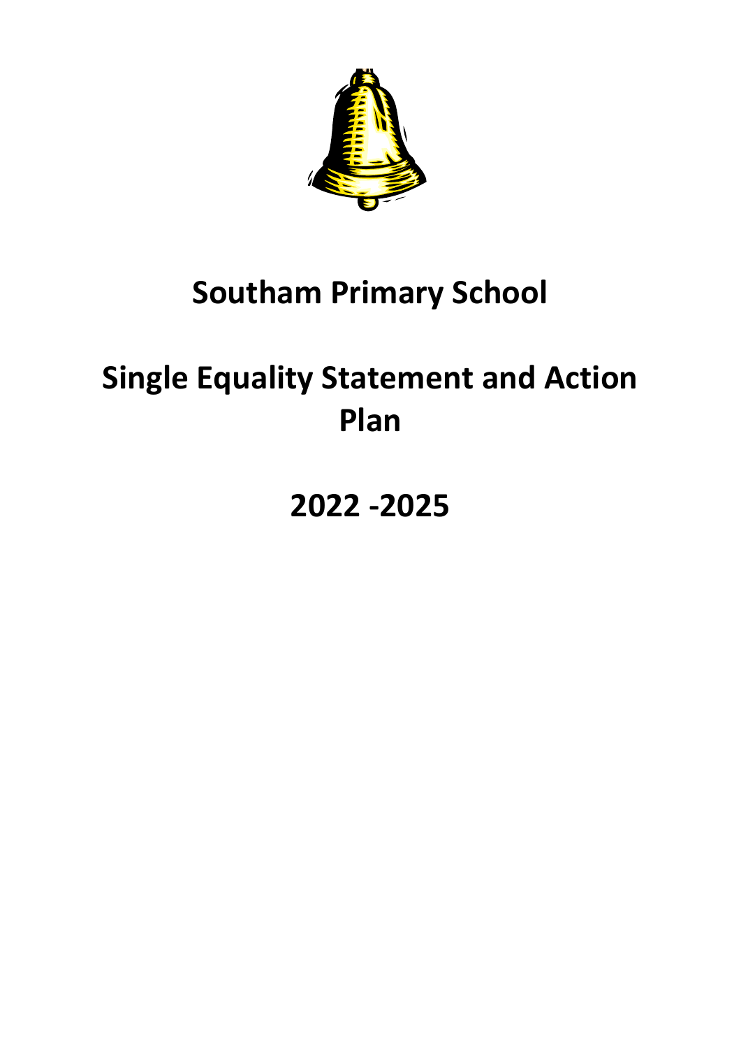# Southam Primary School

# Single Equality Statement and Action Plan

# 2022 -2025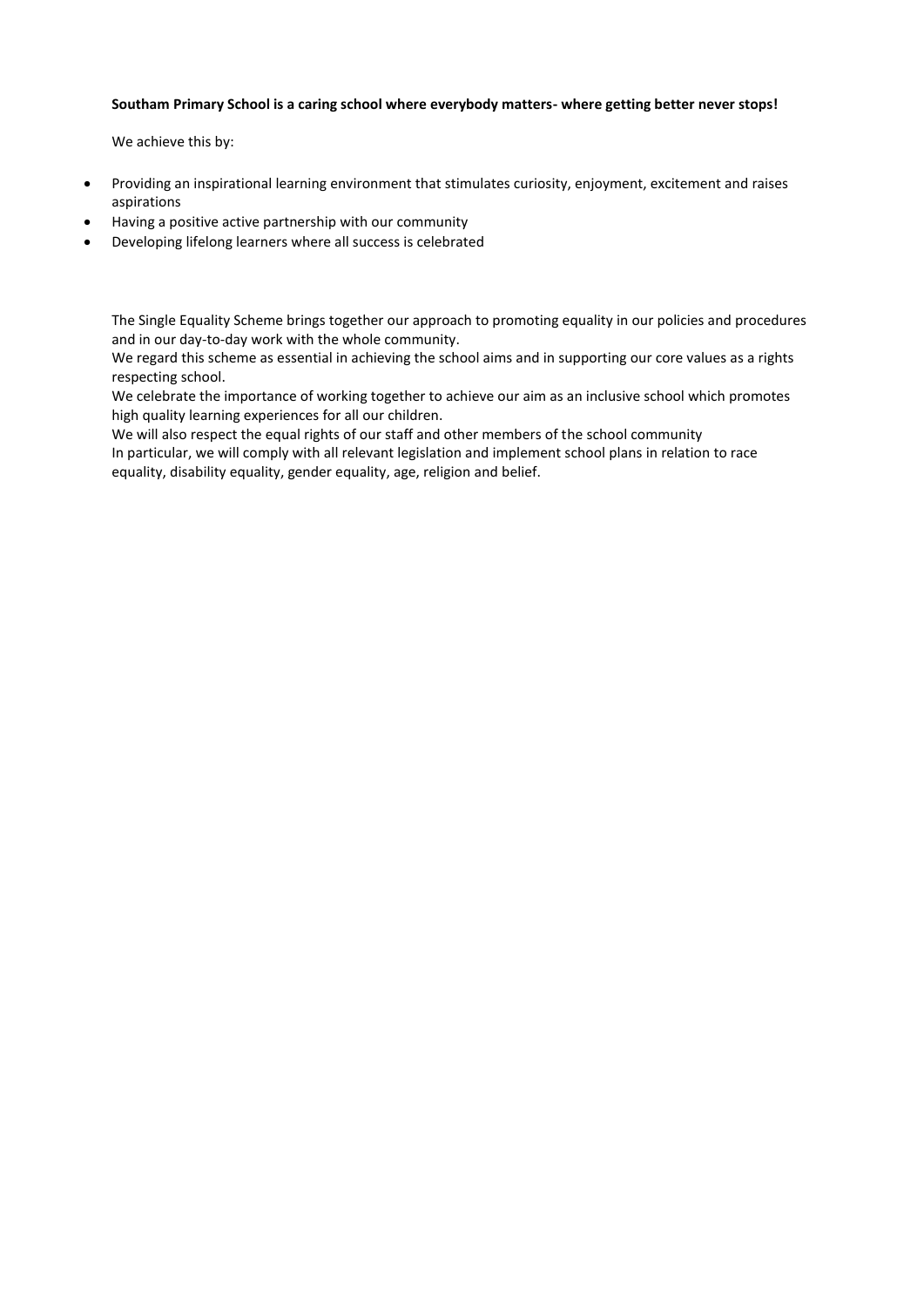**Southam Primary School is a caring school where everybody matters- where getting better never stops!**

We achieve this by:

- Providing an inspirational learning environment that stimulates curiosity, enjoyment, excitement and raises aspirations
- Having a positive active partnership with our community
- Developing lifelong learners where all success is celebrated

The Single Equality Scheme brings together our approach to promoting equality in our policies and procedures and in our day-to-day work with the whole community.
We regard this scheme as essential in achieving the school aims and in supporting our core values as a rights respecting school.
We celebrate the importance of working together to achieve our aim as an inclusive school which promotes high quality learning experiences for all our children.
We will also respect the equal rights of our staff and other members of the school community
In particular, we will comply with all relevant legislation and implement school plans in relation to race equality, disability equality, gender equality, age, religion and belief.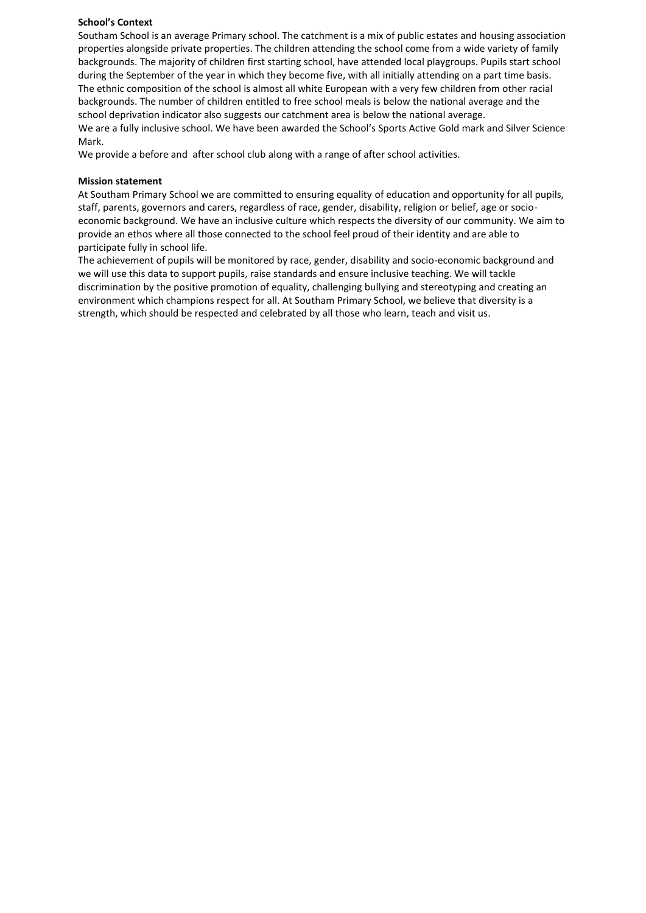**School's Context**

Southam School is an average Primary school. The catchment is a mix of public estates and housing association properties alongside private properties. The children attending the school come from a wide variety of family backgrounds. The majority of children first starting school, have attended local playgroups. Pupils start school during the September of the year in which they become five, with all initially attending on a part time basis. The ethnic composition of the school is almost all white European with a very few children from other racial backgrounds. The number of children entitled to free school meals is below the national average and the school deprivation indicator also suggests our catchment area is below the national average.

We are a fully inclusive school. We have been awarded the School's Sports Active Gold mark and Silver Science Mark.

We provide a before and after school club along with a range of after school activities.

**Mission statement**

At Southam Primary School we are committed to ensuring equality of education and opportunity for all pupils, staff, parents, governors and carers, regardless of race, gender, disability, religion or belief, age or socio-economic background. We have an inclusive culture which respects the diversity of our community. We aim to provide an ethos where all those connected to the school feel proud of their identity and are able to participate fully in school life.

The achievement of pupils will be monitored by race, gender, disability and socio-economic background and we will use this data to support pupils, raise standards and ensure inclusive teaching. We will tackle discrimination by the positive promotion of equality, challenging bullying and stereotyping and creating an environment which champions respect for all. At Southam Primary School, we believe that diversity is a strength, which should be respected and celebrated by all those who learn, teach and visit us.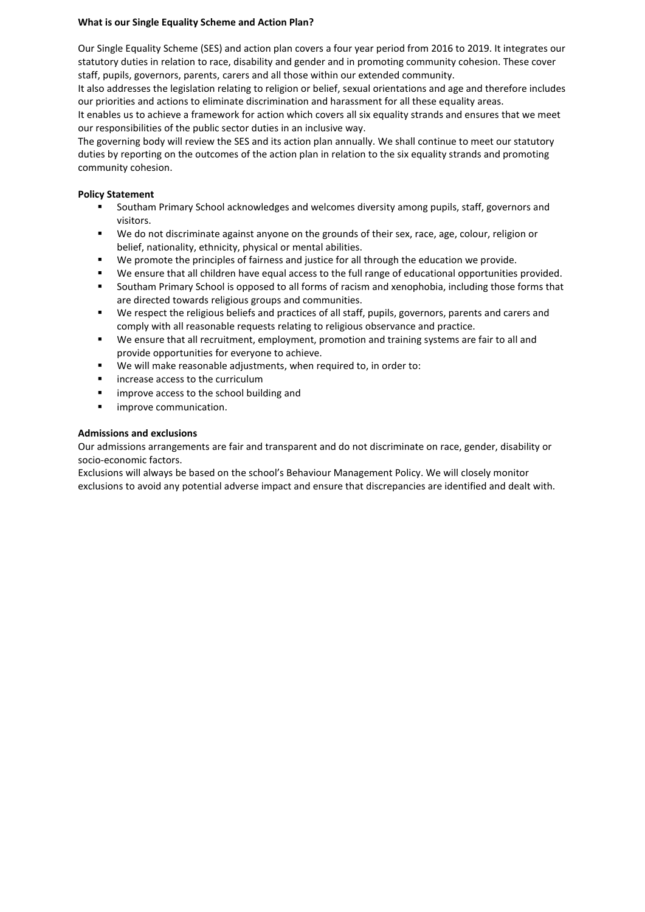**What is our Single Equality Scheme and Action Plan?**

Our Single Equality Scheme (SES) and action plan covers a four year period from 2016 to 2019. It integrates our statutory duties in relation to race, disability and gender and in promoting community cohesion. These cover staff, pupils, governors, parents, carers and all those within our extended community.

It also addresses the legislation relating to religion or belief, sexual orientations and age and therefore includes our priorities and actions to eliminate discrimination and harassment for all these equality areas.

It enables us to achieve a framework for action which covers all six equality strands and ensures that we meet our responsibilities of the public sector duties in an inclusive way.

The governing body will review the SES and its action plan annually. We shall continue to meet our statutory duties by reporting on the outcomes of the action plan in relation to the six equality strands and promoting community cohesion.

**Policy Statement**

- Southam Primary School acknowledges and welcomes diversity among pupils, staff, governors and visitors.
- We do not discriminate against anyone on the grounds of their sex, race, age, colour, religion or belief, nationality, ethnicity, physical or mental abilities.
- We promote the principles of fairness and justice for all through the education we provide.
- We ensure that all children have equal access to the full range of educational opportunities provided.
- Southam Primary School is opposed to all forms of racism and xenophobia, including those forms that are directed towards religious groups and communities.
- We respect the religious beliefs and practices of all staff, pupils, governors, parents and carers and comply with all reasonable requests relating to religious observance and practice.
- We ensure that all recruitment, employment, promotion and training systems are fair to all and provide opportunities for everyone to achieve.
- We will make reasonable adjustments, when required to, in order to:
- increase access to the curriculum
- improve access to the school building and
- improve communication.

**Admissions and exclusions**

Our admissions arrangements are fair and transparent and do not discriminate on race, gender, disability or socio-economic factors.

Exclusions will always be based on the school's Behaviour Management Policy. We will closely monitor exclusions to avoid any potential adverse impact and ensure that discrepancies are identified and dealt with.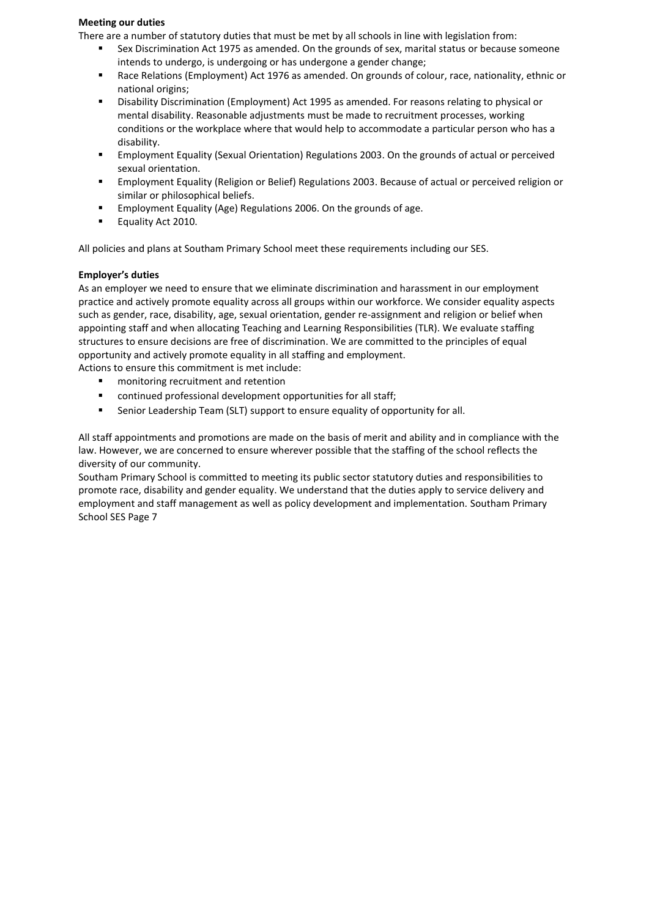**Meeting our duties**

There are a number of statutory duties that must be met by all schools in line with legislation from:

- Sex Discrimination Act 1975 as amended. On the grounds of sex, marital status or because someone intends to undergo, is undergoing or has undergone a gender change;
- Race Relations (Employment) Act 1976 as amended. On grounds of colour, race, nationality, ethnic or national origins;
- Disability Discrimination (Employment) Act 1995 as amended. For reasons relating to physical or mental disability. Reasonable adjustments must be made to recruitment processes, working conditions or the workplace where that would help to accommodate a particular person who has a disability.
- Employment Equality (Sexual Orientation) Regulations 2003. On the grounds of actual or perceived sexual orientation.
- Employment Equality (Religion or Belief) Regulations 2003. Because of actual or perceived religion or similar or philosophical beliefs.
- Employment Equality (Age) Regulations 2006. On the grounds of age.
- Equality Act 2010.

All policies and plans at Southam Primary School meet these requirements including our SES.

**Employer's duties**

As an employer we need to ensure that we eliminate discrimination and harassment in our employment practice and actively promote equality across all groups within our workforce. We consider equality aspects such as gender, race, disability, age, sexual orientation, gender re-assignment and religion or belief when appointing staff and when allocating Teaching and Learning Responsibilities (TLR). We evaluate staffing structures to ensure decisions are free of discrimination. We are committed to the principles of equal opportunity and actively promote equality in all staffing and employment.

Actions to ensure this commitment is met include:

- monitoring recruitment and retention
- continued professional development opportunities for all staff;
- Senior Leadership Team (SLT) support to ensure equality of opportunity for all.

All staff appointments and promotions are made on the basis of merit and ability and in compliance with the law. However, we are concerned to ensure wherever possible that the staffing of the school reflects the diversity of our community.

Southam Primary School is committed to meeting its public sector statutory duties and responsibilities to promote race, disability and gender equality. We understand that the duties apply to service delivery and employment and staff management as well as policy development and implementation.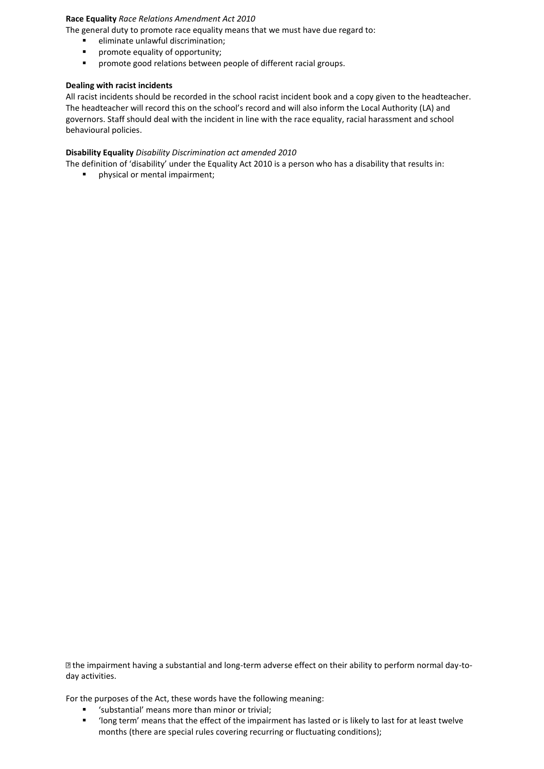**Race Equality** *Race Relations Amendment Act 2010*

The general duty to promote race equality means that we must have due regard to:

- eliminate unlawful discrimination;
- promote equality of opportunity;
- promote good relations between people of different racial groups.

**Dealing with racist incidents**

All racist incidents should be recorded in the school racist incident book and a copy given to the headteacher. The headteacher will record this on the school's record and will also inform the Local Authority (LA) and governors. Staff should deal with the incident in line with the race equality, racial harassment and school behavioural policies.

**Disability Equality** *Disability Discrimination act amended 2010*

The definition of 'disability' under the Equality Act 2010 is a person who has a disability that results in:

- physical or mental impairment;

- the impairment having a substantial and long-term adverse effect on their ability to perform normal day-to-day activities.

For the purposes of the Act, these words have the following meaning:

- 'substantial' means more than minor or trivial;
- 'long term' means that the effect of the impairment has lasted or is likely to last for at least twelve months (there are special rules covering recurring or fluctuating conditions);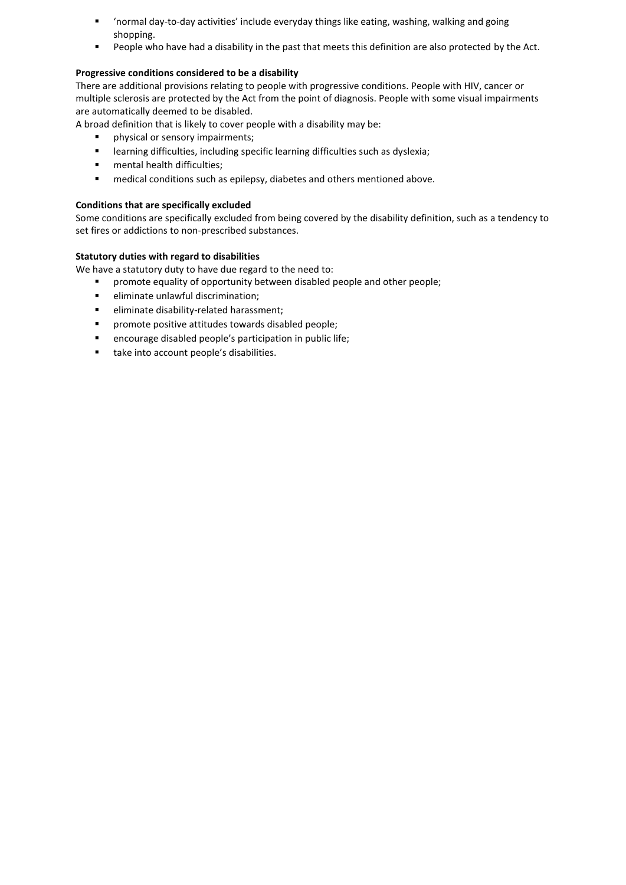- ‘normal day-to-day activities’ include everyday things like eating, washing, walking and going shopping.
- People who have had a disability in the past that meets this definition are also protected by the Act.

**Progressive conditions considered to be a disability**

There are additional provisions relating to people with progressive conditions. People with HIV, cancer or multiple sclerosis are protected by the Act from the point of diagnosis. People with some visual impairments are automatically deemed to be disabled.

A broad definition that is likely to cover people with a disability may be:

- physical or sensory impairments;
- learning difficulties, including specific learning difficulties such as dyslexia;
- mental health difficulties;
- medical conditions such as epilepsy, diabetes and others mentioned above.

**Conditions that are specifically excluded**

Some conditions are specifically excluded from being covered by the disability definition, such as a tendency to set fires or addictions to non-prescribed substances.

**Statutory duties with regard to disabilities**

We have a statutory duty to have due regard to the need to:

- promote equality of opportunity between disabled people and other people;
- eliminate unlawful discrimination;
- eliminate disability-related harassment;
- promote positive attitudes towards disabled people;
- encourage disabled people’s participation in public life;
- take into account people’s disabilities.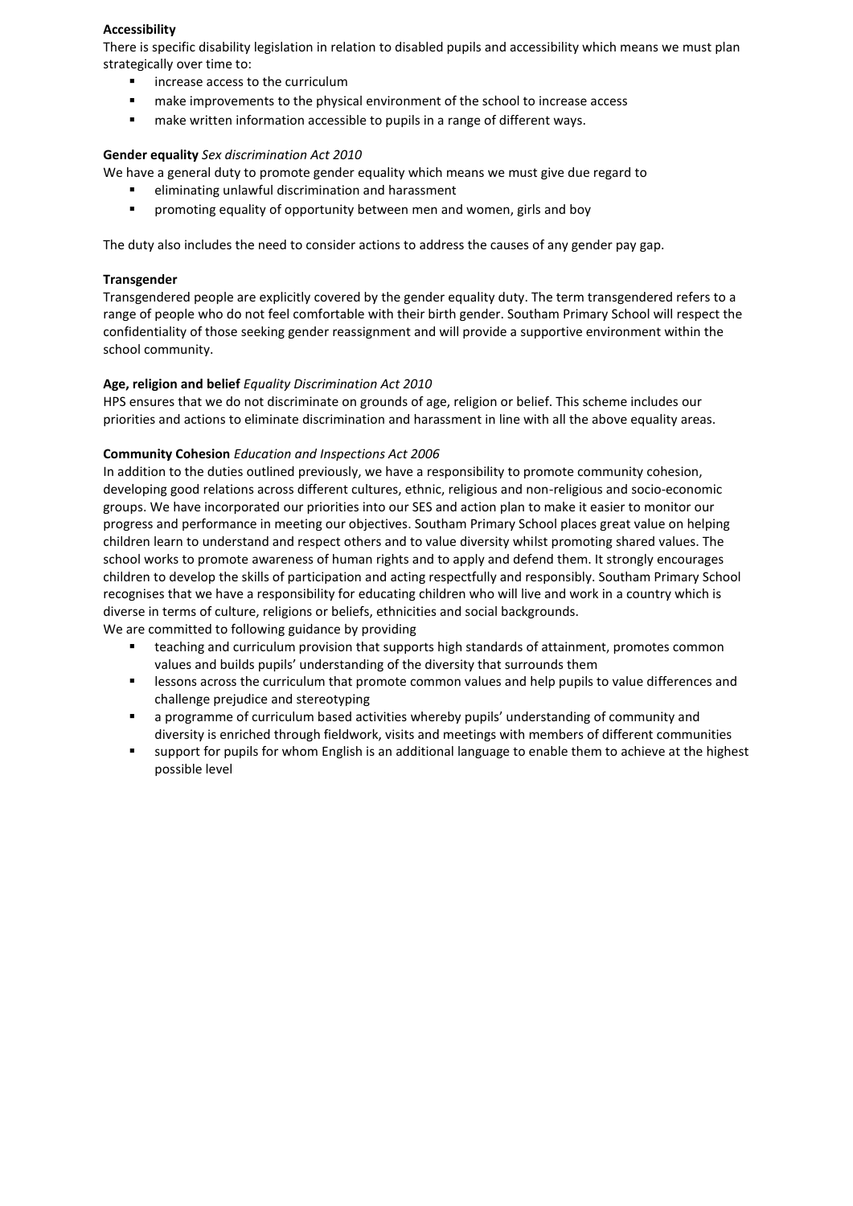**Accessibility**

There is specific disability legislation in relation to disabled pupils and accessibility which means we must plan strategically over time to:

- increase access to the curriculum
- make improvements to the physical environment of the school to increase access
- make written information accessible to pupils in a range of different ways.

**Gender equality** *Sex discrimination Act 2010*

We have a general duty to promote gender equality which means we must give due regard to

- eliminating unlawful discrimination and harassment
- promoting equality of opportunity between men and women, girls and boy

The duty also includes the need to consider actions to address the causes of any gender pay gap.

**Transgender**

Transgendered people are explicitly covered by the gender equality duty. The term transgendered refers to a range of people who do not feel comfortable with their birth gender. Southam Primary School will respect the confidentiality of those seeking gender reassignment and will provide a supportive environment within the school community.

**Age, religion and belief** *Equality Discrimination Act 2010*

HPS ensures that we do not discriminate on grounds of age, religion or belief. This scheme includes our priorities and actions to eliminate discrimination and harassment in line with all the above equality areas.

**Community Cohesion** *Education and Inspections Act 2006*

In addition to the duties outlined previously, we have a responsibility to promote community cohesion, developing good relations across different cultures, ethnic, religious and non-religious and socio-economic groups. We have incorporated our priorities into our SES and action plan to make it easier to monitor our progress and performance in meeting our objectives. Southam Primary School places great value on helping children learn to understand and respect others and to value diversity whilst promoting shared values. The school works to promote awareness of human rights and to apply and defend them. It strongly encourages children to develop the skills of participation and acting respectfully and responsibly. Southam Primary School recognises that we have a responsibility for educating children who will live and work in a country which is diverse in terms of culture, religions or beliefs, ethnicities and social backgrounds.

We are committed to following guidance by providing

- teaching and curriculum provision that supports high standards of attainment, promotes common values and builds pupils' understanding of the diversity that surrounds them
- lessons across the curriculum that promote common values and help pupils to value differences and challenge prejudice and stereotyping
- a programme of curriculum based activities whereby pupils' understanding of community and diversity is enriched through fieldwork, visits and meetings with members of different communities
- support for pupils for whom English is an additional language to enable them to achieve at the highest possible level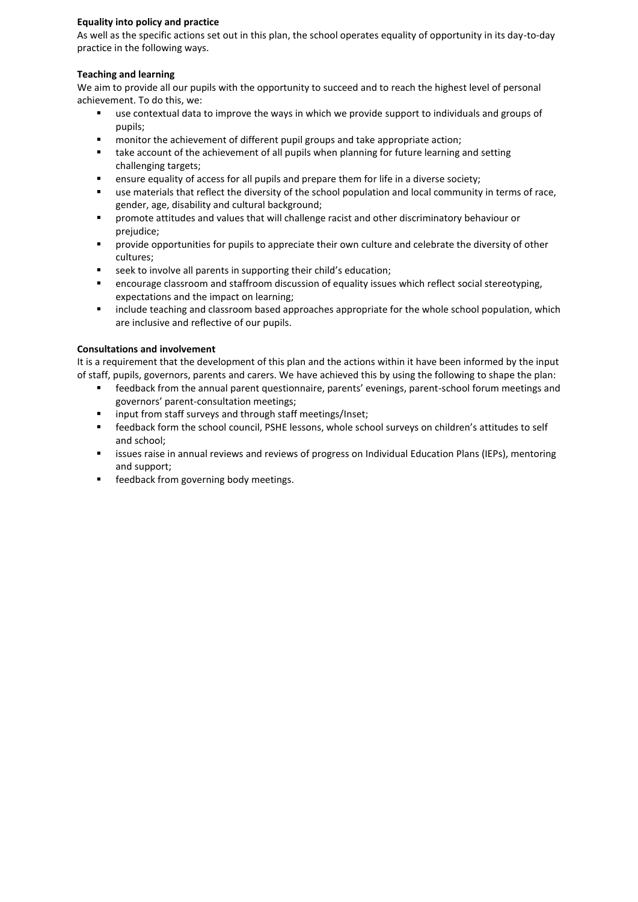**Equality into policy and practice**

As well as the specific actions set out in this plan, the school operates equality of opportunity in its day-to-day practice in the following ways.

**Teaching and learning**

We aim to provide all our pupils with the opportunity to succeed and to reach the highest level of personal achievement. To do this, we:

- use contextual data to improve the ways in which we provide support to individuals and groups of pupils;
- monitor the achievement of different pupil groups and take appropriate action;
- take account of the achievement of all pupils when planning for future learning and setting challenging targets;
- ensure equality of access for all pupils and prepare them for life in a diverse society;
- use materials that reflect the diversity of the school population and local community in terms of race, gender, age, disability and cultural background;
- promote attitudes and values that will challenge racist and other discriminatory behaviour or prejudice;
- provide opportunities for pupils to appreciate their own culture and celebrate the diversity of other cultures;
- seek to involve all parents in supporting their child's education;
- encourage classroom and staffroom discussion of equality issues which reflect social stereotyping, expectations and the impact on learning;
- include teaching and classroom based approaches appropriate for the whole school population, which are inclusive and reflective of our pupils.

**Consultations and involvement**

It is a requirement that the development of this plan and the actions within it have been informed by the input of staff, pupils, governors, parents and carers. We have achieved this by using the following to shape the plan:

- feedback from the annual parent questionnaire, parents' evenings, parent-school forum meetings and governors' parent-consultation meetings;
- input from staff surveys and through staff meetings/Inset;
- feedback form the school council, PSHE lessons, whole school surveys on children's attitudes to self and school;
- issues raise in annual reviews and reviews of progress on Individual Education Plans (IEPs), mentoring and support;
- feedback from governing body meetings.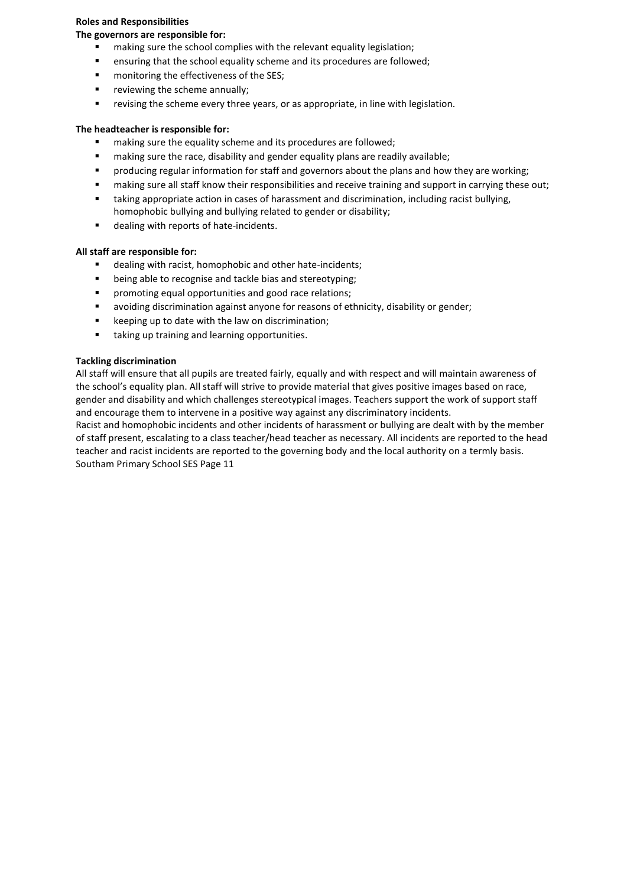**Roles and Responsibilities**

**The governors are responsible for:**

- making sure the school complies with the relevant equality legislation;
- ensuring that the school equality scheme and its procedures are followed;
- monitoring the effectiveness of the SES;
- reviewing the scheme annually;
- revising the scheme every three years, or as appropriate, in line with legislation.

**The headteacher is responsible for:**

- making sure the equality scheme and its procedures are followed;
- making sure the race, disability and gender equality plans are readily available;
- producing regular information for staff and governors about the plans and how they are working;
- making sure all staff know their responsibilities and receive training and support in carrying these out;
- taking appropriate action in cases of harassment and discrimination, including racist bullying, homophobic bullying and bullying related to gender or disability;
- dealing with reports of hate-incidents.

**All staff are responsible for:**

- dealing with racist, homophobic and other hate-incidents;
- being able to recognise and tackle bias and stereotyping;
- promoting equal opportunities and good race relations;
- avoiding discrimination against anyone for reasons of ethnicity, disability or gender;
- keeping up to date with the law on discrimination;
- taking up training and learning opportunities.

**Tackling discrimination**

All staff will ensure that all pupils are treated fairly, equally and with respect and will maintain awareness of the school's equality plan. All staff will strive to provide material that gives positive images based on race, gender and disability and which challenges stereotypical images. Teachers support the work of support staff and encourage them to intervene in a positive way against any discriminatory incidents.

Racist and homophobic incidents and other incidents of harassment or bullying are dealt with by the member of staff present, escalating to a class teacher/head teacher as necessary. All incidents are reported to the head teacher and racist incidents are reported to the governing body and the local authority on a termly basis.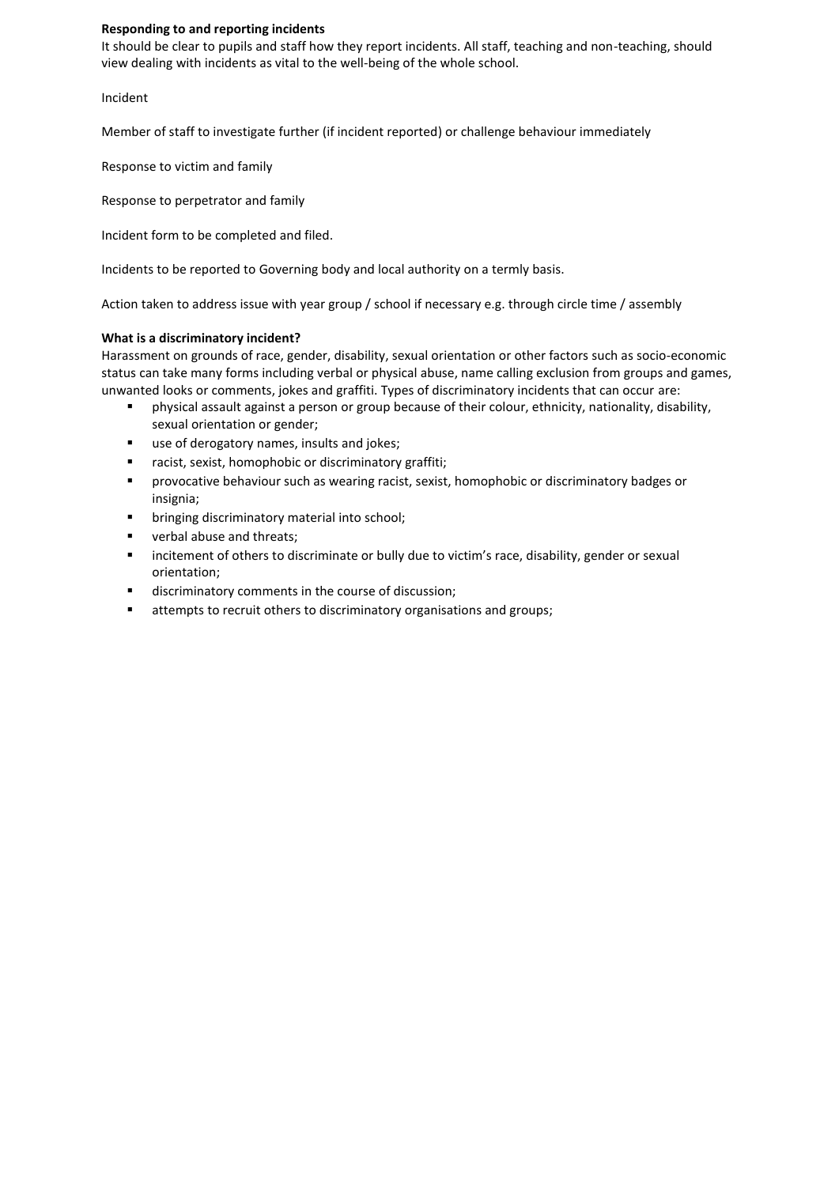**Responding to and reporting incidents**
It should be clear to pupils and staff how they report incidents. All staff, teaching and non-teaching, should view dealing with incidents as vital to the well-being of the whole school.

Incident

Member of staff to investigate further (if incident reported) or challenge behaviour immediately

Response to victim and family

Response to perpetrator and family

Incident form to be completed and filed.

Incidents to be reported to Governing body and local authority on a termly basis.

Action taken to address issue with year group / school if necessary e.g. through circle time / assembly

**What is a discriminatory incident?**
Harassment on grounds of race, gender, disability, sexual orientation or other factors such as socio-economic status can take many forms including verbal or physical abuse, name calling exclusion from groups and games, unwanted looks or comments, jokes and graffiti. Types of discriminatory incidents that can occur are:

- physical assault against a person or group because of their colour, ethnicity, nationality, disability, sexual orientation or gender;
- use of derogatory names, insults and jokes;
- racist, sexist, homophobic or discriminatory graffiti;
- provocative behaviour such as wearing racist, sexist, homophobic or discriminatory badges or insignia;
- bringing discriminatory material into school;
- verbal abuse and threats;
- incitement of others to discriminate or bully due to victim's race, disability, gender or sexual orientation;
- discriminatory comments in the course of discussion;
- attempts to recruit others to discriminatory organisations and groups;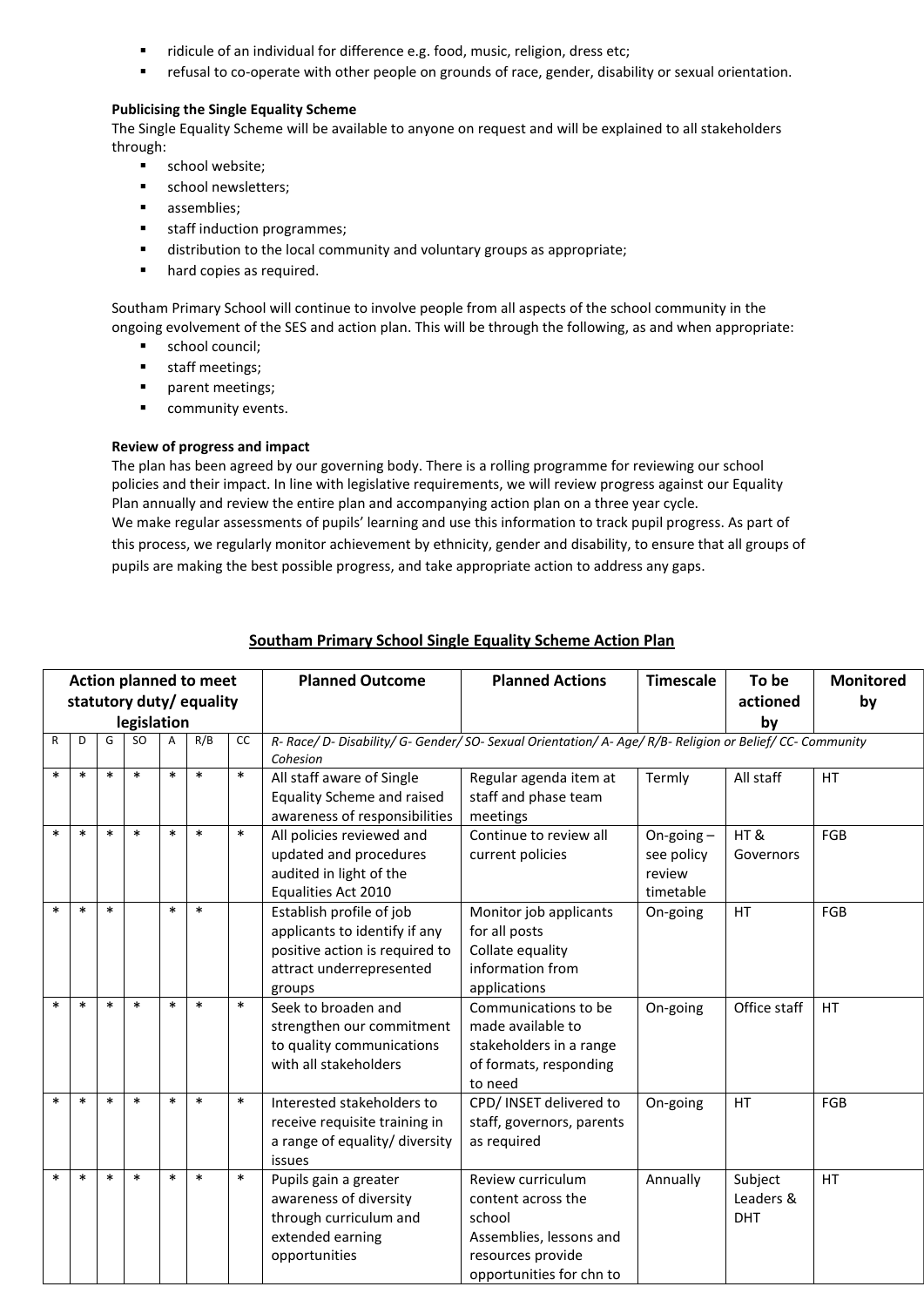- ridicule of an individual for difference e.g. food, music, religion, dress etc;
- refusal to co-operate with other people on grounds of race, gender, disability or sexual orientation.

**Publicising the Single Equality Scheme**

The Single Equality Scheme will be available to anyone on request and will be explained to all stakeholders through:

- school website;
- school newsletters;
- assemblies;
- staff induction programmes;
- distribution to the local community and voluntary groups as appropriate;
- hard copies as required.

Southam Primary School will continue to involve people from all aspects of the school community in the ongoing evolvement of the SES and action plan. This will be through the following, as and when appropriate:

- school council;
- staff meetings;
- parent meetings;
- community events.

**Review of progress and impact**

The plan has been agreed by our governing body. There is a rolling programme for reviewing our school policies and their impact. In line with legislative requirements, we will review progress against our Equality Plan annually and review the entire plan and accompanying action plan on a three year cycle.
We make regular assessments of pupils' learning and use this information to track pupil progress. As part of this process, we regularly monitor achievement by ethnicity, gender and disability, to ensure that all groups of pupils are making the best possible progress, and take appropriate action to address any gaps.

## Southam Primary School Single Equality Scheme Action Plan

| Action planned to meet statutory duty/ equality legislation | | | | | | | Planned Outcome | Planned Actions | Timescale | To be actioned by | Monitored by |
|---|---|---|---|---|---|---|---|---|---|---|---|
| R | D | G | SO | A | R/B | CC | *R- Race/ D- Disability/ G- Gender/ SO- Sexual Orientation/ A- Age/ R/B- Religion or Belief/ CC- Community Cohesion* | | | | |
| * | * | * | * | * | * | * | All staff aware of Single Equality Scheme and raised awareness of responsibilities | Regular agenda item at staff and phase team meetings | Termly | All staff | HT |
| * | * | * | * | * | * | * | All policies reviewed and updated and procedures audited in light of the Equalities Act 2010 | Continue to review all current policies | On-going – see policy review timetable | HT & Governors | FGB |
| * | * | * | | * | * | | Establish profile of job applicants to identify if any positive action is required to attract underrepresented groups | Monitor job applicants for all posts<br>Collate equality information from applications | On-going | HT | FGB |
| * | * | * | * | * | * | * | Seek to broaden and strengthen our commitment to quality communications with all stakeholders | Communications to be made available to stakeholders in a range of formats, responding to need | On-going | Office staff | HT |
| * | * | * | * | * | * | * | Interested stakeholders to receive requisite training in a range of equality/ diversity issues | CPD/ INSET delivered to staff, governors, parents as required | On-going | HT | FGB |
| * | * | * | * | * | * | * | Pupils gain a greater awareness of diversity through curriculum and extended earning opportunities | Review curriculum content across the school<br>Assemblies, lessons and resources provide opportunities for chn to | Annually | Subject Leaders & DHT | HT |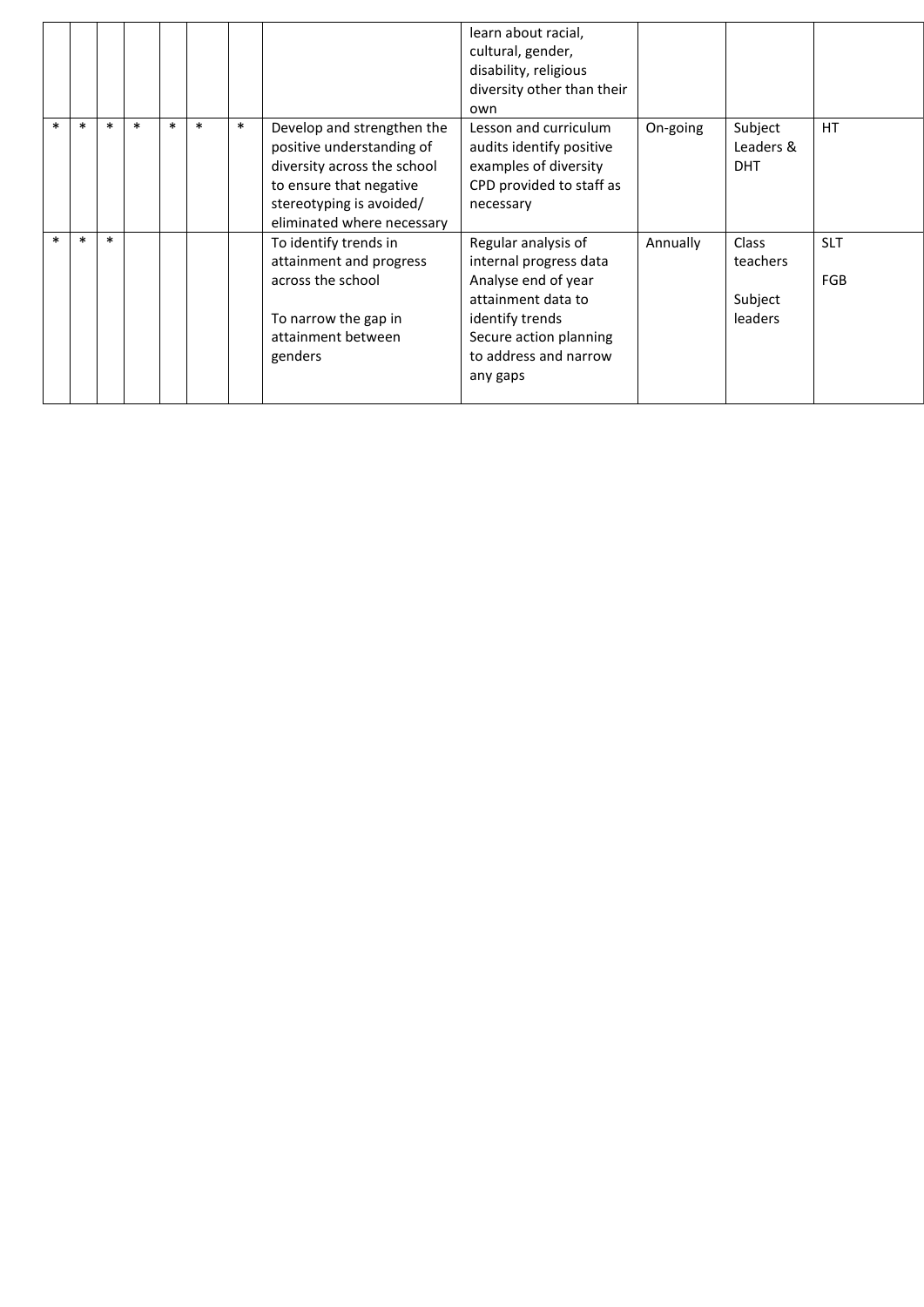| | | | | | | | | | | | |
|---|---|---|---|---|---|---|---|---|---|---|---|
| | | | | | | | | learn about racial, cultural, gender, disability, religious diversity other than their own | | | |
| * | * | * | * | * | * | * | Develop and strengthen the positive understanding of diversity across the school to ensure that negative stereotyping is avoided/ eliminated where necessary | Lesson and curriculum audits identify positive examples of diversity<br>CPD provided to staff as necessary | On-going | Subject Leaders & DHT | HT |
| * | * | * | | | | | To identify trends in attainment and progress across the school<br><br>To narrow the gap in attainment between genders | Regular analysis of internal progress data<br>Analyse end of year attainment data to identify trends<br>Secure action planning to address and narrow any gaps | Annually | Class teachers<br><br>Subject leaders | SLT<br><br>FGB |